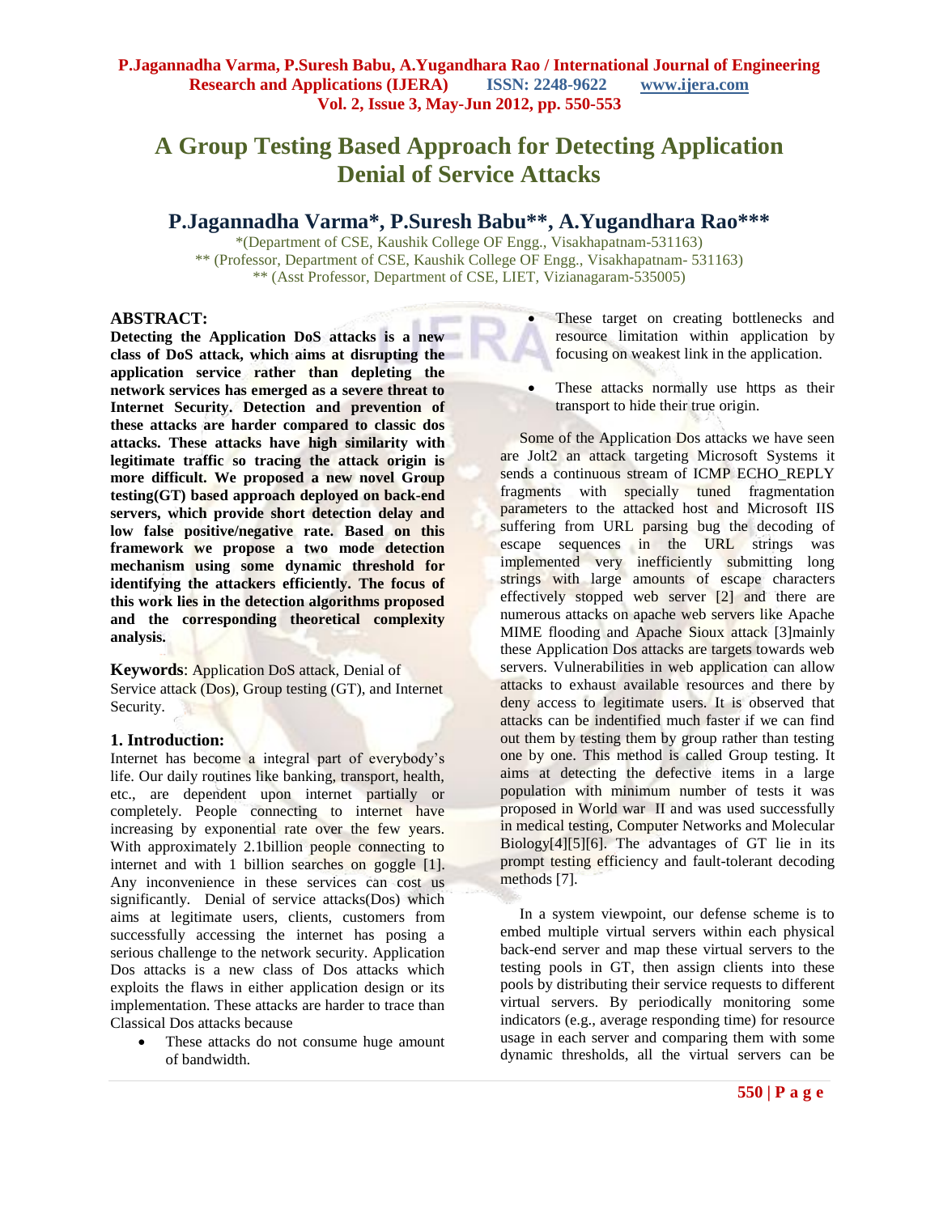# A Group Testing Based Approach for Detecting Application Denial of Service Attacks

## P.Jagannadha Varma*, P.Suresh Babu**, A.Yugandhara Rao***

*(Department of CSE, Kaushik College OF Engg., Visakhapatnam-531163)
** (Professor, Department of CSE, Kaushik College OF Engg., Visakhapatnam- 531163)
** (Asst Professor, Department of CSE, LIET, Vizianagaram-535005)

### ABSTRACT:

**Detecting the Application DoS attacks is a new class of DoS attack, which aims at disrupting the application service rather than depleting the network services has emerged as a severe threat to Internet Security. Detection and prevention of these attacks are harder compared to classic dos attacks. These attacks have high similarity with legitimate traffic so tracing the attack origin is more difficult. We proposed a new novel Group testing(GT) based approach deployed on back-end servers, which provide short detection delay and low false positive/negative rate. Based on this framework we propose a two mode detection mechanism using some dynamic threshold for identifying the attackers efficiently. The focus of this work lies in the detection algorithms proposed and the corresponding theoretical complexity analysis.**

**Keywords**: Application DoS attack, Denial of Service attack (Dos), Group testing (GT), and Internet Security.

### 1. Introduction:

Internet has become a integral part of everybody's life. Our daily routines like banking, transport, health, etc., are dependent upon internet partially or completely. People connecting to internet have increasing by exponential rate over the few years. With approximately 2.1billion people connecting to internet and with 1 billion searches on goggle [1]. Any inconvenience in these services can cost us significantly. Denial of service attacks(Dos) which aims at legitimate users, clients, customers from successfully accessing the internet has posing a serious challenge to the network security. Application Dos attacks is a new class of Dos attacks which exploits the flaws in either application design or its implementation. These attacks are harder to trace than Classical Dos attacks because

- These attacks do not consume huge amount of bandwidth.
- These target on creating bottlenecks and resource limitation within application by focusing on weakest link in the application.
- These attacks normally use https as their transport to hide their true origin.

Some of the Application Dos attacks we have seen are Jolt2 an attack targeting Microsoft Systems it sends a continuous stream of ICMP ECHO_REPLY fragments with specially tuned fragmentation parameters to the attacked host and Microsoft IIS suffering from URL parsing bug the decoding of escape sequences in the URL strings was implemented very inefficiently submitting long strings with large amounts of escape characters effectively stopped web server [2] and there are numerous attacks on apache web servers like Apache MIME flooding and Apache Sioux attack [3]mainly these Application Dos attacks are targets towards web servers. Vulnerabilities in web application can allow attacks to exhaust available resources and there by deny access to legitimate users. It is observed that attacks can be indentified much faster if we can find out them by testing them by group rather than testing one by one. This method is called Group testing. It aims at detecting the defective items in a large population with minimum number of tests it was proposed in World war II and was used successfully in medical testing, Computer Networks and Molecular Biology[4][5][6]. The advantages of GT lie in its prompt testing efficiency and fault-tolerant decoding methods [7].

In a system viewpoint, our defense scheme is to embed multiple virtual servers within each physical back-end server and map these virtual servers to the testing pools in GT, then assign clients into these pools by distributing their service requests to different virtual servers. By periodically monitoring some indicators (e.g., average responding time) for resource usage in each server and comparing them with some dynamic thresholds, all the virtual servers can be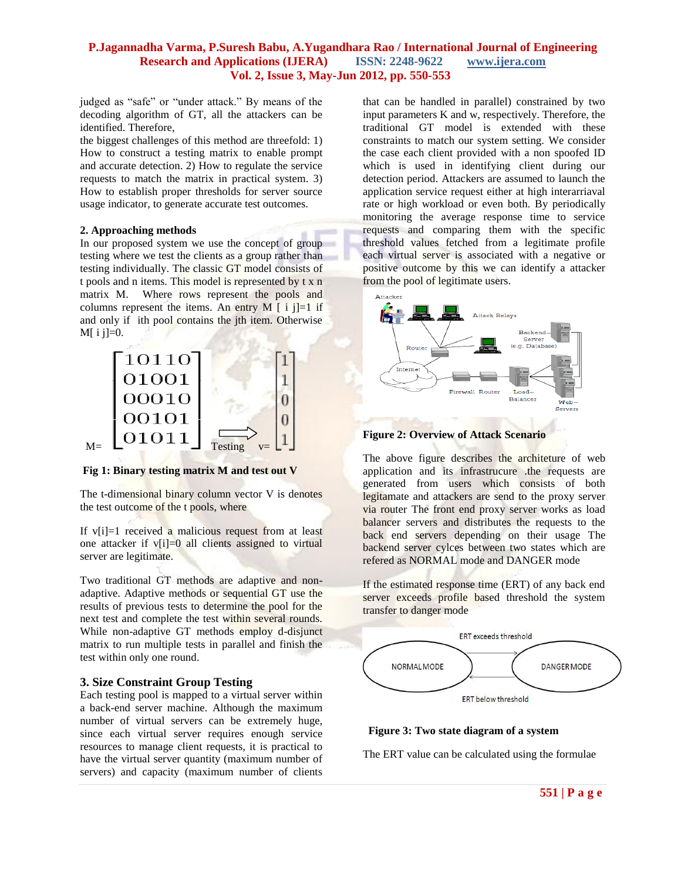judged as "safe" or "under attack." By means of the decoding algorithm of GT, all the attackers can be identified. Therefore,

the biggest challenges of this method are threefold: 1) How to construct a testing matrix to enable prompt and accurate detection. 2) How to regulate the service requests to match the matrix in practical system. 3) How to establish proper thresholds for server source usage indicator, to generate accurate test outcomes.

## 2. Approaching methods

In our proposed system we use the concept of group testing where we test the clients as a group rather than testing individually. The classic GT model consists of t pools and n items. This model is represented by t x n matrix M. Where rows represent the pools and columns represent the items. An entry M [ i j]=1 if and only if ith pool contains the jth item. Otherwise M[ i j]=0.

$$M=\begin{bmatrix}10110\\01001\\00010\\00101\\01011\end{bmatrix} \xrightarrow{\text{Testing}} v=\begin{bmatrix}1\\1\\0\\0\\1\end{bmatrix}$$

**Fig 1: Binary testing matrix M and test out V**

The t-dimensional binary column vector V is denotes the test outcome of the t pools, where

If v[i]=1 received a malicious request from at least one attacker if v[i]=0 all clients assigned to virtual server are legitimate.

Two traditional GT methods are adaptive and non-adaptive. Adaptive methods or sequential GT use the results of previous tests to determine the pool for the next test and complete the test within several rounds. While non-adaptive GT methods employ d-disjunct matrix to run multiple tests in parallel and finish the test within only one round.

## 3. Size Constraint Group Testing

Each testing pool is mapped to a virtual server within a back-end server machine. Although the maximum number of virtual servers can be extremely huge, since each virtual server requires enough service resources to manage client requests, it is practical to have the virtual server quantity (maximum number of servers) and capacity (maximum number of clients that can be handled in parallel) constrained by two input parameters K and w, respectively. Therefore, the traditional GT model is extended with these constraints to match our system setting. We consider the case each client provided with a non spoofed ID which is used in identifying client during our detection period. Attackers are assumed to launch the application service request either at high interarriaval rate or high workload or even both. By periodically monitoring the average response time to service requests and comparing them with the specific threshold values fetched from a legitimate profile each virtual server is associated with a negative or positive outcome by this we can identify a attacker from the pool of legitimate users.

**Figure 2: Overview of Attack Scenario**

The above figure describes the architeture of web application and its infrastrucure .the requests are generated from users which consists of both legitamate and attackers are send to the proxy server via router The front end proxy server works as load balancer servers and distributes the requests to the back end servers depending on their usage The backend server cylces between two states which are refered as NORMAL mode and DANGER mode

If the estimated response time (ERT) of any back end server exceeds profile based threshold the system transfer to danger mode

**Figure 3: Two state diagram of a system**

The ERT value can be calculated using the formulae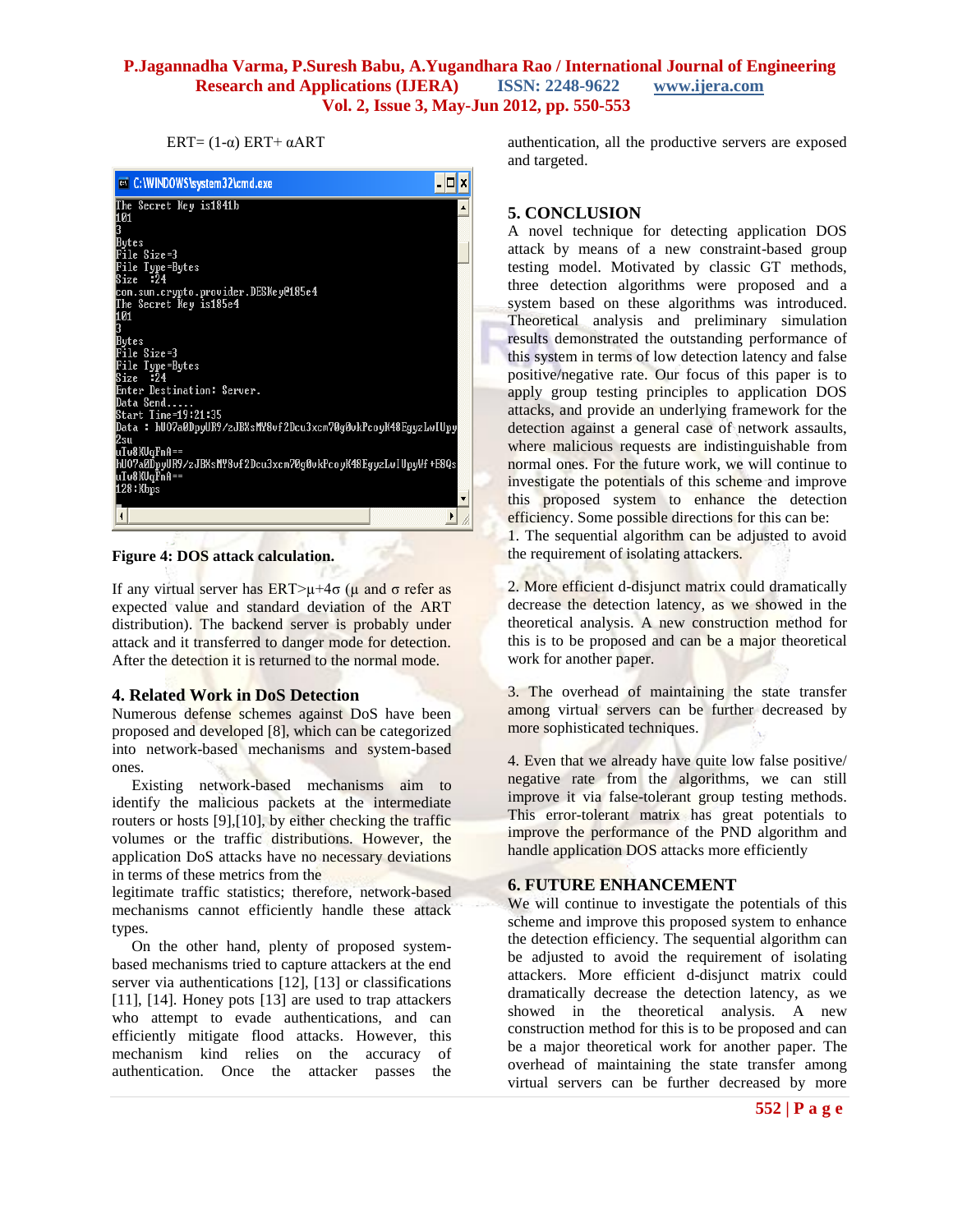$$ERT = (1-\alpha)\, ERT + \alpha ART$$

Figure 4: DOS attack calculation.

If any virtual server has $ERT > \mu + 4\sigma$ ($\mu$ and $\sigma$ refer as expected value and standard deviation of the ART distribution). The backend server is probably under attack and it transferred to danger mode for detection. After the detection it is returned to the normal mode.

## 4. Related Work in DoS Detection

Numerous defense schemes against DoS have been proposed and developed [8], which can be categorized into network-based mechanisms and system-based ones.

Existing network-based mechanisms aim to identify the malicious packets at the intermediate routers or hosts [9],[10], by either checking the traffic volumes or the traffic distributions. However, the application DoS attacks have no necessary deviations in terms of these metrics from the legitimate traffic statistics; therefore, network-based mechanisms cannot efficiently handle these attack types.

On the other hand, plenty of proposed system-based mechanisms tried to capture attackers at the end server via authentications [12], [13] or classifications [11], [14]. Honey pots [13] are used to trap attackers who attempt to evade authentications, and can efficiently mitigate flood attacks. However, this mechanism kind relies on the accuracy of authentication. Once the attacker passes the authentication, all the productive servers are exposed and targeted.

## 5. CONCLUSION

A novel technique for detecting application DOS attack by means of a new constraint-based group testing model. Motivated by classic GT methods, three detection algorithms were proposed and a system based on these algorithms was introduced. Theoretical analysis and preliminary simulation results demonstrated the outstanding performance of this system in terms of low detection latency and false positive/negative rate. Our focus of this paper is to apply group testing principles to application DOS attacks, and provide an underlying framework for the detection against a general case of network assaults, where malicious requests are indistinguishable from normal ones. For the future work, we will continue to investigate the potentials of this scheme and improve this proposed system to enhance the detection efficiency. Some possible directions for this can be:

1. The sequential algorithm can be adjusted to avoid the requirement of isolating attackers.

2. More efficient d-disjunct matrix could dramatically decrease the detection latency, as we showed in the theoretical analysis. A new construction method for this is to be proposed and can be a major theoretical work for another paper.

3. The overhead of maintaining the state transfer among virtual servers can be further decreased by more sophisticated techniques.

4. Even that we already have quite low false positive/ negative rate from the algorithms, we can still improve it via false-tolerant group testing methods. This error-tolerant matrix has great potentials to improve the performance of the PND algorithm and handle application DOS attacks more efficiently

## 6. FUTURE ENHANCEMENT

We will continue to investigate the potentials of this scheme and improve this proposed system to enhance the detection efficiency. The sequential algorithm can be adjusted to avoid the requirement of isolating attackers. More efficient d-disjunct matrix could dramatically decrease the detection latency, as we showed in the theoretical analysis. A new construction method for this is to be proposed and can be a major theoretical work for another paper. The overhead of maintaining the state transfer among virtual servers can be further decreased by more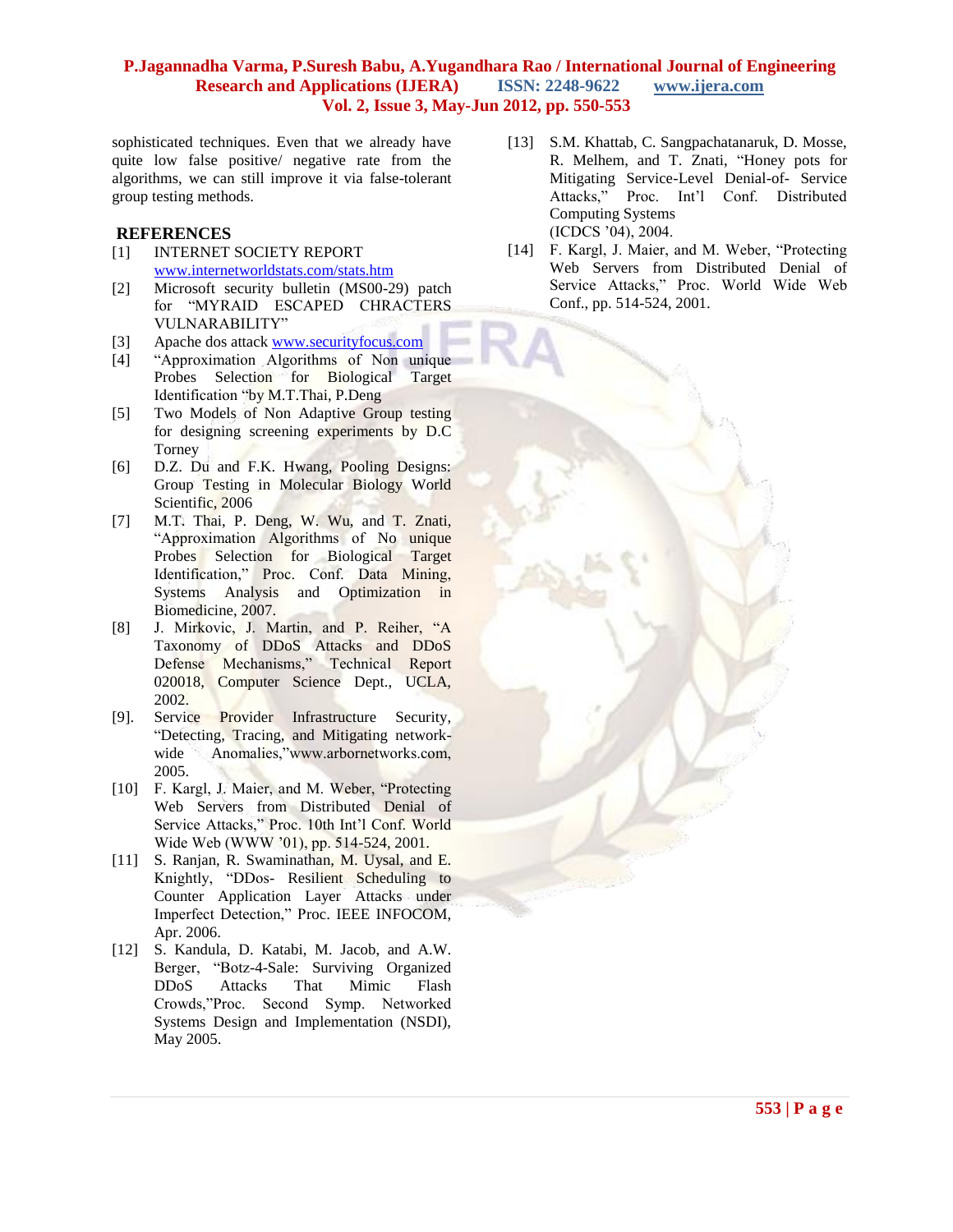sophisticated techniques. Even that we already have quite low false positive/ negative rate from the algorithms, we can still improve it via false-tolerant group testing methods.

## REFERENCES

[1] INTERNET SOCIETY REPORT www.internetworldstats.com/stats.htm

[2] Microsoft security bulletin (MS00-29) patch for "MYRAID ESCAPED CHRACTERS VULNARABILITY"

[3] Apache dos attack www.securityfocus.com

[4] "Approximation Algorithms of Non unique Probes Selection for Biological Target Identification "by M.T.Thai, P.Deng

[5] Two Models of Non Adaptive Group testing for designing screening experiments by D.C Torney

[6] D.Z. Du and F.K. Hwang, Pooling Designs: Group Testing in Molecular Biology World Scientific, 2006

[7] M.T. Thai, P. Deng, W. Wu, and T. Znati, "Approximation Algorithms of No unique Probes Selection for Biological Target Identification," Proc. Conf. Data Mining, Systems Analysis and Optimization in Biomedicine, 2007.

[8] J. Mirkovic, J. Martin, and P. Reiher, "A Taxonomy of DDoS Attacks and DDoS Defense Mechanisms," Technical Report 020018, Computer Science Dept., UCLA, 2002.

[9]. Service Provider Infrastructure Security, "Detecting, Tracing, and Mitigating network-wide Anomalies,"www.arbornetworks.com, 2005.

[10] F. Kargl, J. Maier, and M. Weber, "Protecting Web Servers from Distributed Denial of Service Attacks," Proc. 10th Int'l Conf. World Wide Web (WWW '01), pp. 514-524, 2001.

[11] S. Ranjan, R. Swaminathan, M. Uysal, and E. Knightly, "DDos- Resilient Scheduling to Counter Application Layer Attacks under Imperfect Detection," Proc. IEEE INFOCOM, Apr. 2006.

[12] S. Kandula, D. Katabi, M. Jacob, and A.W. Berger, "Botz-4-Sale: Surviving Organized DDoS Attacks That Mimic Flash Crowds,"Proc. Second Symp. Networked Systems Design and Implementation (NSDI), May 2005.

[13] S.M. Khattab, C. Sangpachatanaruk, D. Mosse, R. Melhem, and T. Znati, "Honey pots for Mitigating Service-Level Denial-of- Service Attacks," Proc. Int'l Conf. Distributed Computing Systems (ICDCS '04), 2004.

[14] F. Kargl, J. Maier, and M. Weber, "Protecting Web Servers from Distributed Denial of Service Attacks," Proc. World Wide Web Conf., pp. 514-524, 2001.